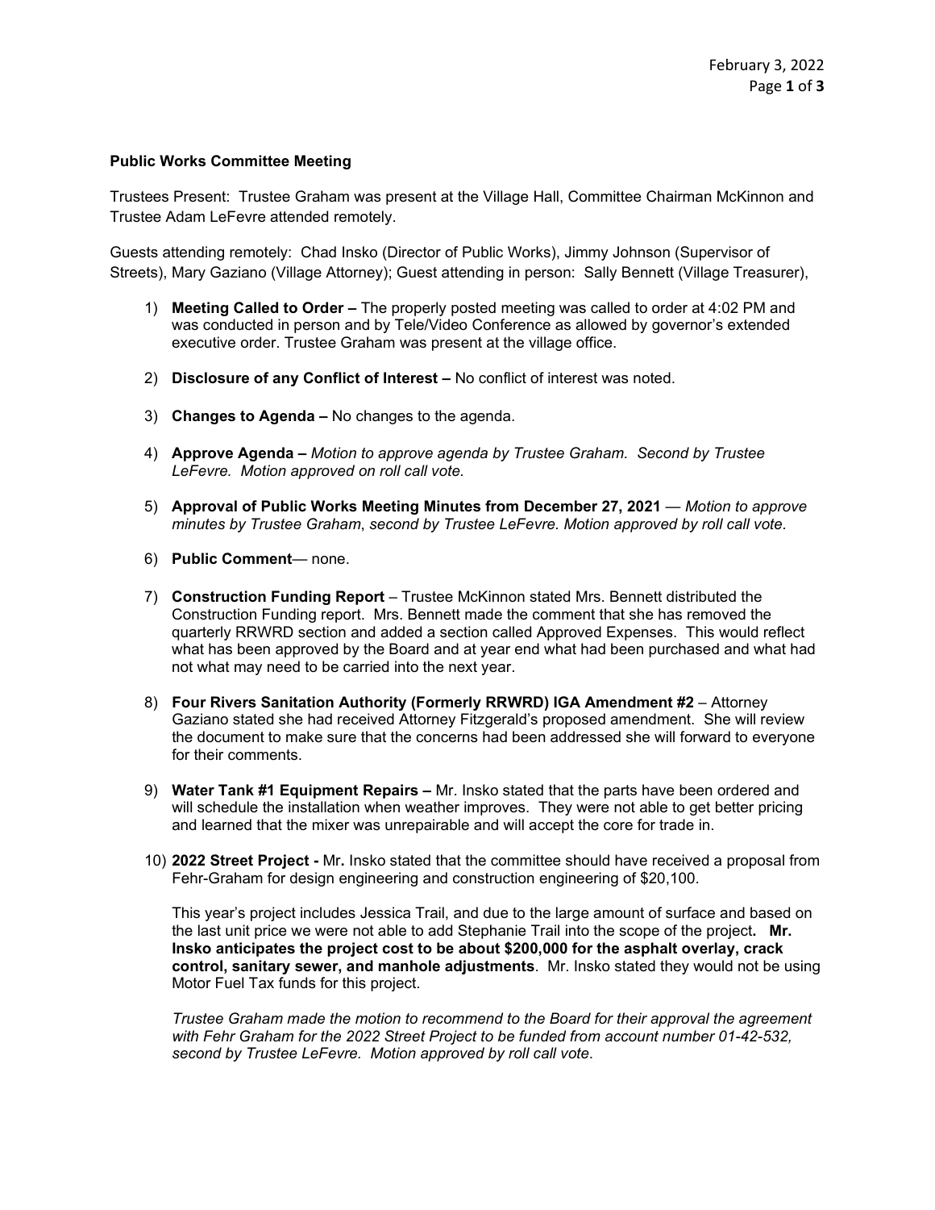**Public Works Committee Meeting**

Trustees Present: Trustee Graham was present at the Village Hall, Committee Chairman McKinnon and Trustee Adam LeFevre attended remotely.

Guests attending remotely: Chad Insko (Director of Public Works), Jimmy Johnson (Supervisor of Streets), Mary Gaziano (Village Attorney); Guest attending in person: Sally Bennett (Village Treasurer),

1) **Meeting Called to Order –** The properly posted meeting was called to order at 4:02 PM and was conducted in person and by Tele/Video Conference as allowed by governor's extended executive order. Trustee Graham was present at the village office.

2) **Disclosure of any Conflict of Interest –** No conflict of interest was noted.

3) **Changes to Agenda –** No changes to the agenda.

4) **Approve Agenda –** *Motion to approve agenda by Trustee Graham. Second by Trustee LeFevre. Motion approved on roll call vote.*

5) **Approval of Public Works Meeting Minutes from December 27, 2021** — *Motion to approve minutes by Trustee Graham, second by Trustee LeFevre. Motion approved by roll call vote.*

6) **Public Comment**— none.

7) **Construction Funding Report** – Trustee McKinnon stated Mrs. Bennett distributed the Construction Funding report. Mrs. Bennett made the comment that she has removed the quarterly RRWRD section and added a section called Approved Expenses. This would reflect what has been approved by the Board and at year end what had been purchased and what had not what may need to be carried into the next year.

8) **Four Rivers Sanitation Authority (Formerly RRWRD) IGA Amendment #2** – Attorney Gaziano stated she had received Attorney Fitzgerald's proposed amendment. She will review the document to make sure that the concerns had been addressed she will forward to everyone for their comments.

9) **Water Tank #1 Equipment Repairs –** Mr. Insko stated that the parts have been ordered and will schedule the installation when weather improves. They were not able to get better pricing and learned that the mixer was unrepairable and will accept the core for trade in.

10) **2022 Street Project -** Mr**.** Insko stated that the committee should have received a proposal from Fehr-Graham for design engineering and construction engineering of $20,100.

    This year's project includes Jessica Trail, and due to the large amount of surface and based on the last unit price we were not able to add Stephanie Trail into the scope of the project**. Mr. Insko anticipates the project cost to be about $200,000 for the asphalt overlay, crack control, sanitary sewer, and manhole adjustments**. Mr. Insko stated they would not be using Motor Fuel Tax funds for this project.

    *Trustee Graham made the motion to recommend to the Board for their approval the agreement with Fehr Graham for the 2022 Street Project to be funded from account number 01-42-532, second by Trustee LeFevre. Motion approved by roll call vote.*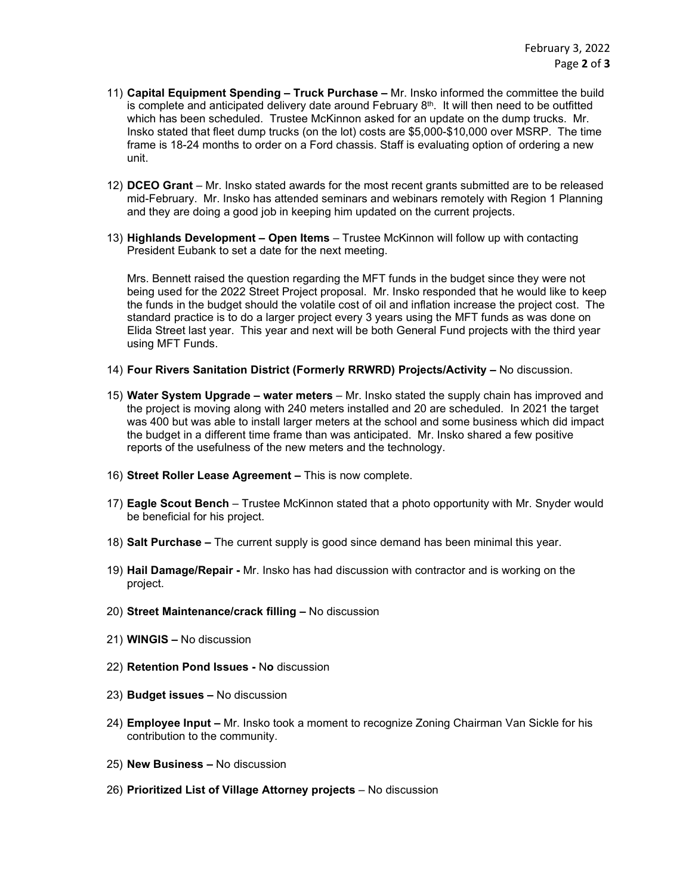11) **Capital Equipment Spending – Truck Purchase –** Mr. Insko informed the committee the build is complete and anticipated delivery date around February 8th. It will then need to be outfitted which has been scheduled. Trustee McKinnon asked for an update on the dump trucks. Mr. Insko stated that fleet dump trucks (on the lot) costs are $5,000-$10,000 over MSRP. The time frame is 18-24 months to order on a Ford chassis. Staff is evaluating option of ordering a new unit.

12) **DCEO Grant** – Mr. Insko stated awards for the most recent grants submitted are to be released mid-February. Mr. Insko has attended seminars and webinars remotely with Region 1 Planning and they are doing a good job in keeping him updated on the current projects.

13) **Highlands Development – Open Items** – Trustee McKinnon will follow up with contacting President Eubank to set a date for the next meeting.

    Mrs. Bennett raised the question regarding the MFT funds in the budget since they were not being used for the 2022 Street Project proposal. Mr. Insko responded that he would like to keep the funds in the budget should the volatile cost of oil and inflation increase the project cost. The standard practice is to do a larger project every 3 years using the MFT funds as was done on Elida Street last year. This year and next will be both General Fund projects with the third year using MFT Funds.

14) **Four Rivers Sanitation District (Formerly RRWRD) Projects/Activity –** No discussion.

15) **Water System Upgrade – water meters** – Mr. Insko stated the supply chain has improved and the project is moving along with 240 meters installed and 20 are scheduled. In 2021 the target was 400 but was able to install larger meters at the school and some business which did impact the budget in a different time frame than was anticipated. Mr. Insko shared a few positive reports of the usefulness of the new meters and the technology.

16) **Street Roller Lease Agreement –** This is now complete.

17) **Eagle Scout Bench** – Trustee McKinnon stated that a photo opportunity with Mr. Snyder would be beneficial for his project.

18) **Salt Purchase –** The current supply is good since demand has been minimal this year.

19) **Hail Damage/Repair -** Mr. Insko has had discussion with contractor and is working on the project.

20) **Street Maintenance/crack filling –** No discussion

21) **WINGIS –** No discussion

22) **Retention Pond Issues -** N**o** discussion

23) **Budget issues –** No discussion

24) **Employee Input –** Mr. Insko took a moment to recognize Zoning Chairman Van Sickle for his contribution to the community.

25) **New Business –** No discussion

26) **Prioritized List of Village Attorney projects** – No discussion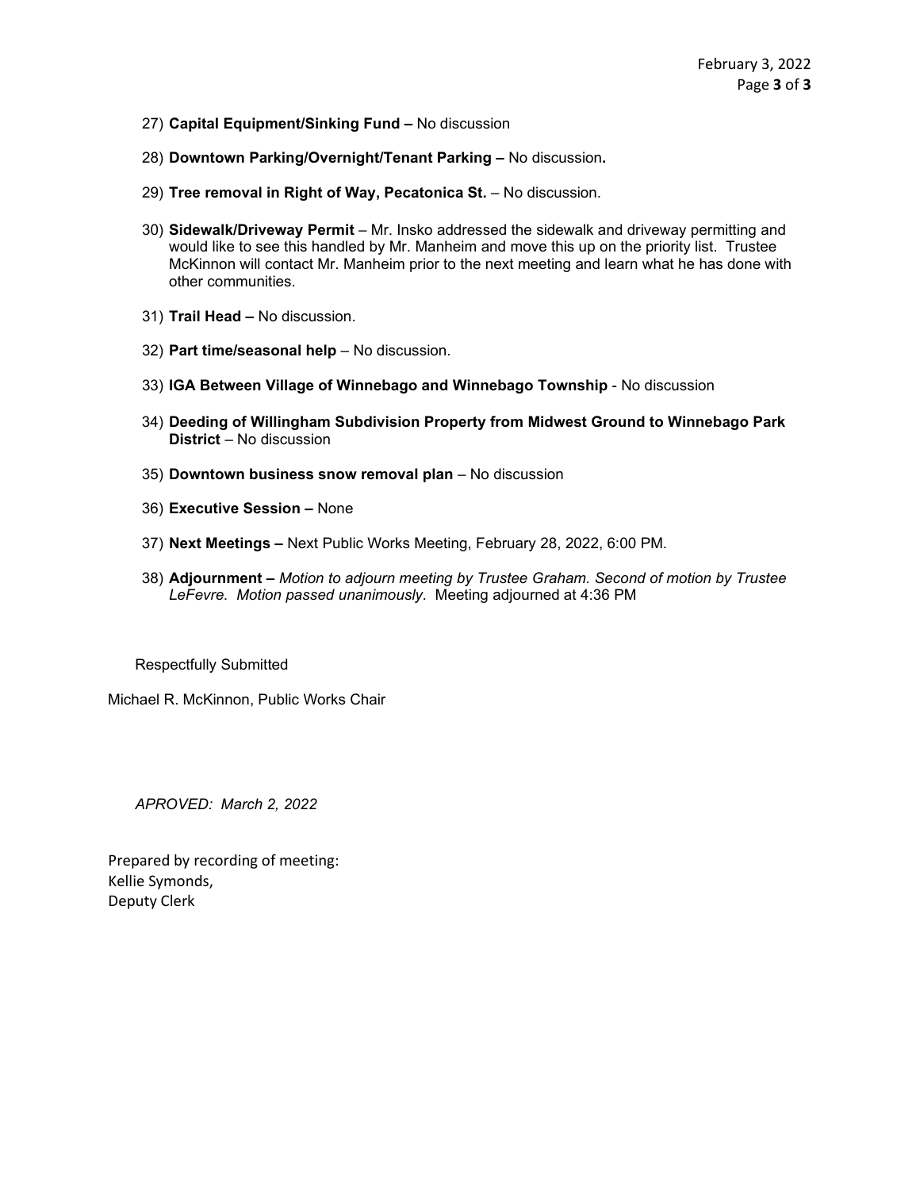27) **Capital Equipment/Sinking Fund –** No discussion

28) **Downtown Parking/Overnight/Tenant Parking –** No discussion**.**

29) **Tree removal in Right of Way, Pecatonica St.** – No discussion.

30) **Sidewalk/Driveway Permit** – Mr. Insko addressed the sidewalk and driveway permitting and would like to see this handled by Mr. Manheim and move this up on the priority list. Trustee McKinnon will contact Mr. Manheim prior to the next meeting and learn what he has done with other communities.

31) **Trail Head –** No discussion.

32) **Part time/seasonal help** – No discussion.

33) **IGA Between Village of Winnebago and Winnebago Township** - No discussion

34) **Deeding of Willingham Subdivision Property from Midwest Ground to Winnebago Park District** – No discussion

35) **Downtown business snow removal plan** – No discussion

36) **Executive Session –** None

37) **Next Meetings –** Next Public Works Meeting, February 28, 2022, 6:00 PM.

38) **Adjournment –** *Motion to adjourn meeting by Trustee Graham. Second of motion by Trustee LeFevre. Motion passed unanimously.* Meeting adjourned at 4:36 PM

Respectfully Submitted

Michael R. McKinnon, Public Works Chair

*APROVED: March 2, 2022*

Prepared by recording of meeting:
Kellie Symonds,
Deputy Clerk